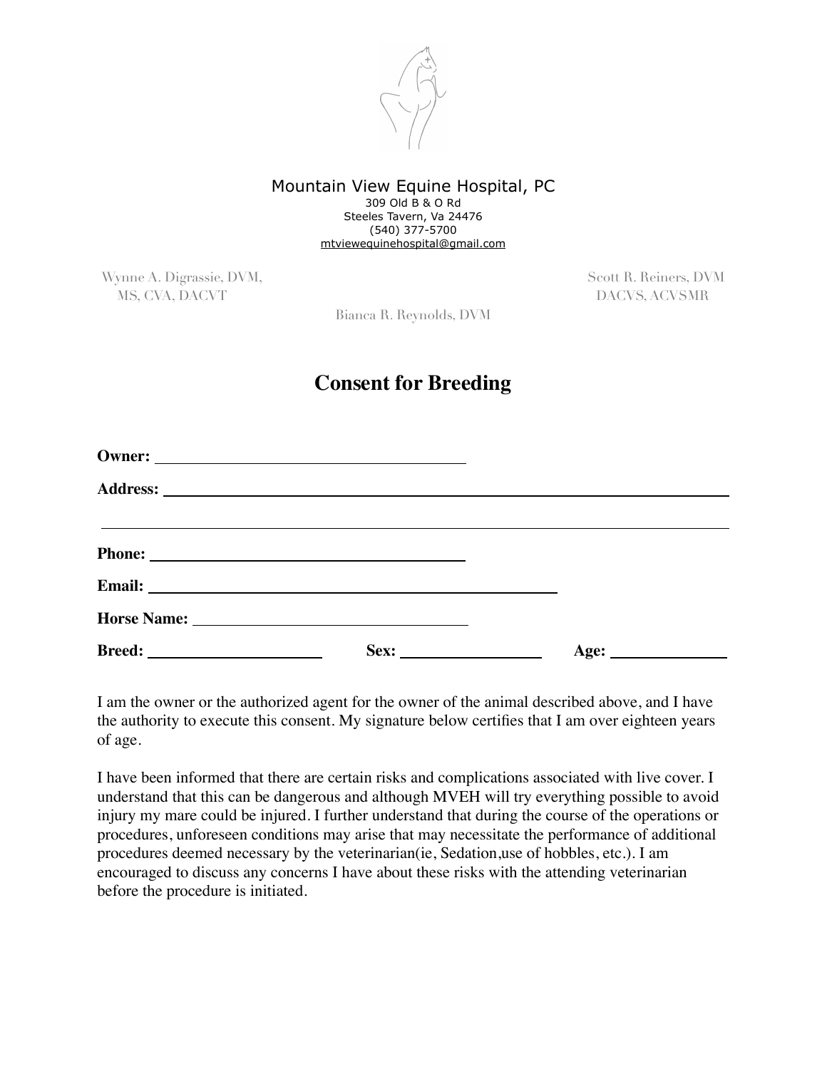Mountain View Equine Hospital, PC
309 Old B & O Rd
Steeles Tavern, Va 24476
(540) 377-5700
mtviewequinehospital@gmail.com

Wynne A. Digrassie, DVM, MS, CVA, DACVT

Scott R. Reiners, DVM DACVS, ACVSMR

Bianca R. Reynolds, DVM

# Consent for Breeding

**Owner:** ______________________________

**Address:** ______________________________________________________________

______________________________________________________________

**Phone:** ______________________________

**Email:** ________________________________________

**Horse Name:** ______________________________

**Breed:** ____________________ **Sex:** ________________ **Age:** ____________

I am the owner or the authorized agent for the owner of the animal described above, and I have the authority to execute this consent. My signature below certifies that I am over eighteen years of age.

I have been informed that there are certain risks and complications associated with live cover. I understand that this can be dangerous and although MVEH will try everything possible to avoid injury my mare could be injured. I further understand that during the course of the operations or procedures, unforeseen conditions may arise that may necessitate the performance of additional procedures deemed necessary by the veterinarian(ie, Sedation,use of hobbles, etc.). I am encouraged to discuss any concerns I have about these risks with the attending veterinarian before the procedure is initiated.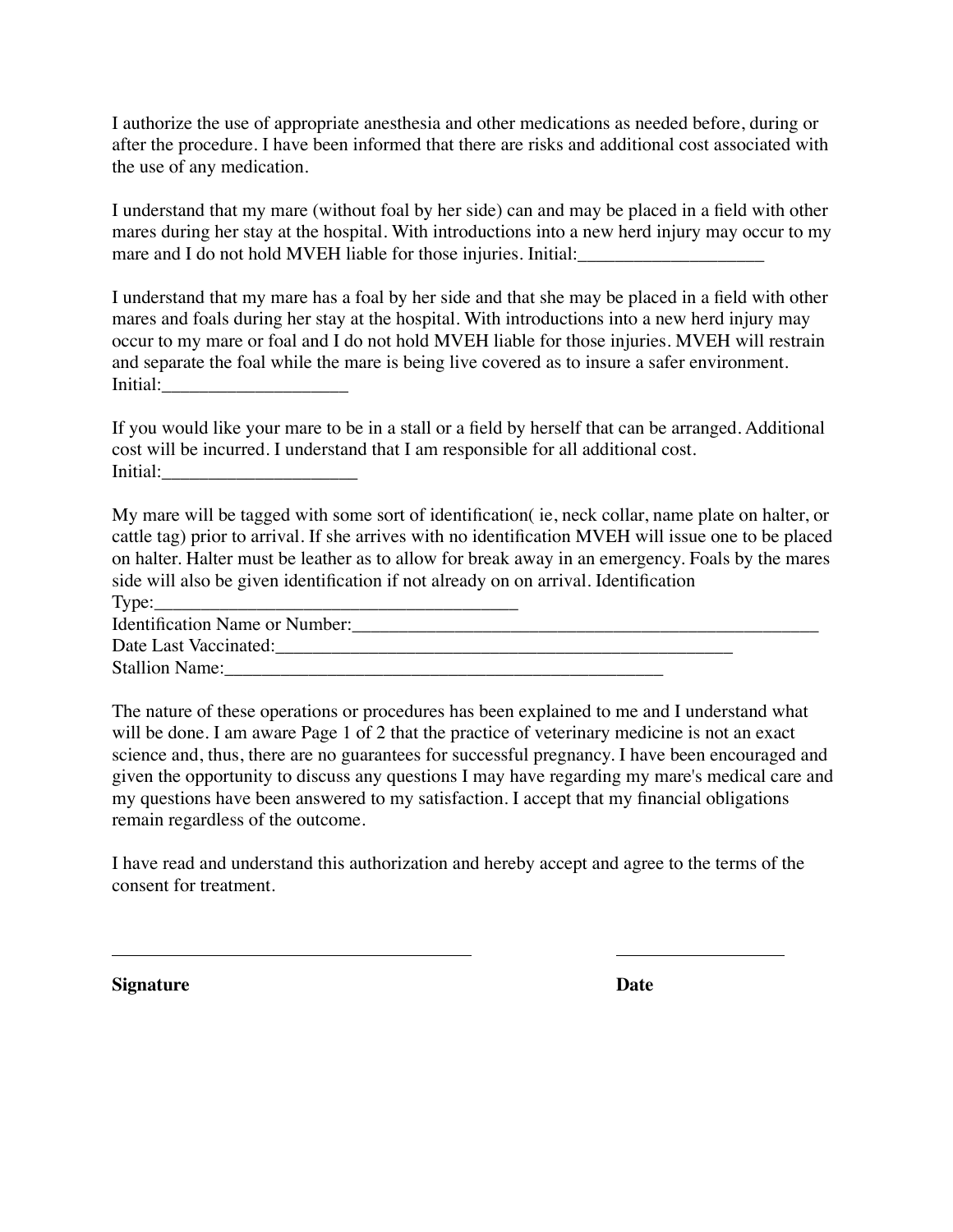I authorize the use of appropriate anesthesia and other medications as needed before, during or after the procedure. I have been informed that there are risks and additional cost associated with the use of any medication.

I understand that my mare (without foal by her side) can and may be placed in a field with other mares during her stay at the hospital. With introductions into a new herd injury may occur to my mare and I do not hold MVEH liable for those injuries. Initial:____________________

I understand that my mare has a foal by her side and that she may be placed in a field with other mares and foals during her stay at the hospital. With introductions into a new herd injury may occur to my mare or foal and I do not hold MVEH liable for those injuries. MVEH will restrain and separate the foal while the mare is being live covered as to insure a safer environment. Initial:____________________

If you would like your mare to be in a stall or a field by herself that can be arranged. Additional cost will be incurred. I understand that I am responsible for all additional cost. Initial:_____________________

My mare will be tagged with some sort of identification( ie, neck collar, name plate on halter, or cattle tag) prior to arrival. If she arrives with no identification MVEH will issue one to be placed on halter. Halter must be leather as to allow for break away in an emergency. Foals by the mares side will also be given identification if not already on on arrival. Identification Type:________________________________________
Identification Name or Number:_____________________________________________________
Date Last Vaccinated:___________________________________________________
Stallion Name:_________________________________________________

The nature of these operations or procedures has been explained to me and I understand what will be done. I am aware Page 1 of 2 that the practice of veterinary medicine is not an exact science and, thus, there are no guarantees for successful pregnancy. I have been encouraged and given the opportunity to discuss any questions I may have regarding my mare's medical care and my questions have been answered to my satisfaction. I accept that my financial obligations remain regardless of the outcome.

I have read and understand this authorization and hereby accept and agree to the terms of the consent for treatment.

________________________________________ __________________

**Signature** **Date**